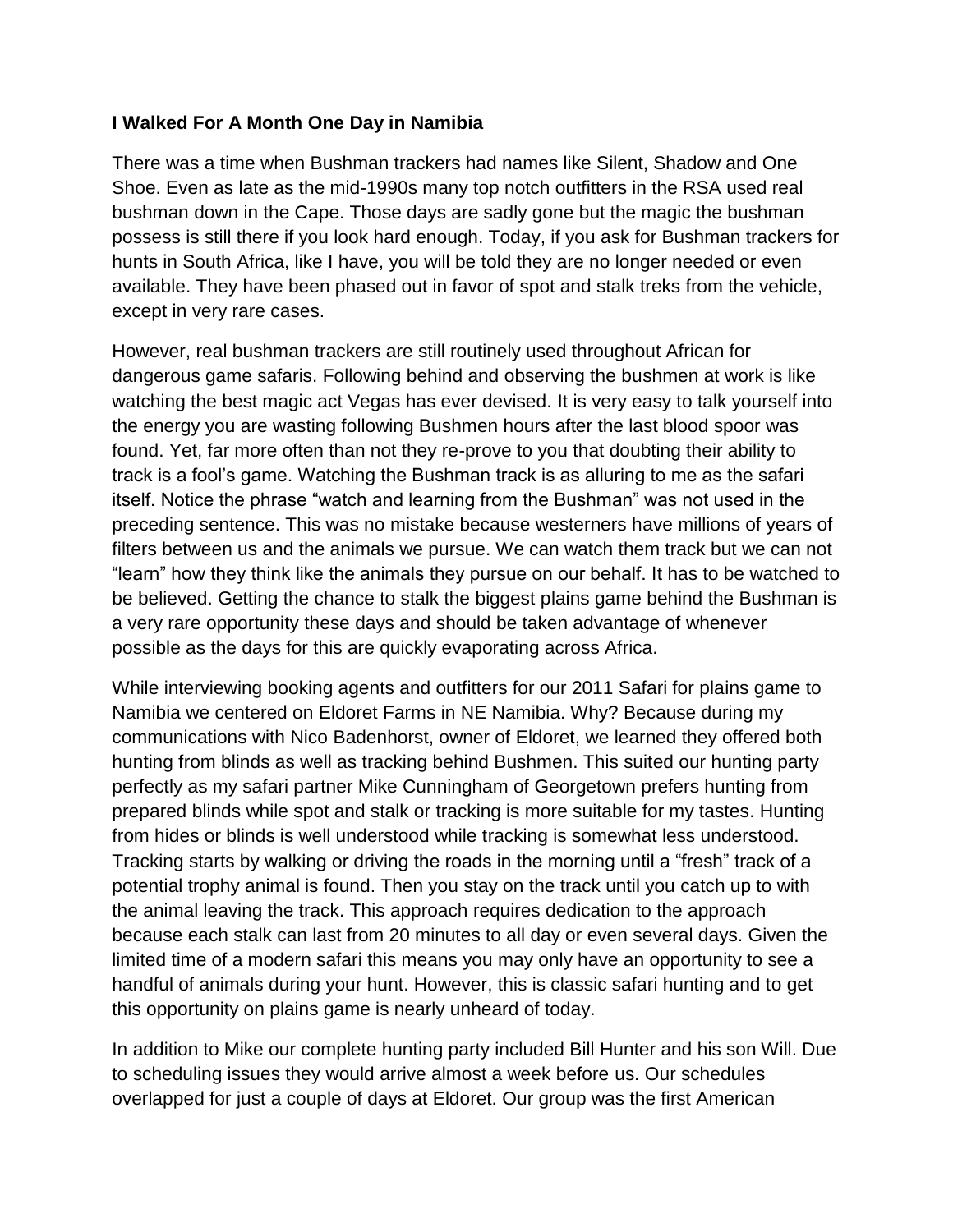**I Walked For A Month One Day in Namibia**

There was a time when Bushman trackers had names like Silent, Shadow and One Shoe. Even as late as the mid-1990s many top notch outfitters in the RSA used real bushman down in the Cape. Those days are sadly gone but the magic the bushman possess is still there if you look hard enough. Today, if you ask for Bushman trackers for hunts in South Africa, like I have, you will be told they are no longer needed or even available. They have been phased out in favor of spot and stalk treks from the vehicle, except in very rare cases.

However, real bushman trackers are still routinely used throughout African for dangerous game safaris. Following behind and observing the bushmen at work is like watching the best magic act Vegas has ever devised. It is very easy to talk yourself into the energy you are wasting following Bushmen hours after the last blood spoor was found. Yet, far more often than not they re-prove to you that doubting their ability to track is a fool's game. Watching the Bushman track is as alluring to me as the safari itself. Notice the phrase "watch and learning from the Bushman" was not used in the preceding sentence. This was no mistake because westerners have millions of years of filters between us and the animals we pursue. We can watch them track but we can not "learn" how they think like the animals they pursue on our behalf. It has to be watched to be believed. Getting the chance to stalk the biggest plains game behind the Bushman is a very rare opportunity these days and should be taken advantage of whenever possible as the days for this are quickly evaporating across Africa.

While interviewing booking agents and outfitters for our 2011 Safari for plains game to Namibia we centered on Eldoret Farms in NE Namibia. Why? Because during my communications with Nico Badenhorst, owner of Eldoret, we learned they offered both hunting from blinds as well as tracking behind Bushmen. This suited our hunting party perfectly as my safari partner Mike Cunningham of Georgetown prefers hunting from prepared blinds while spot and stalk or tracking is more suitable for my tastes. Hunting from hides or blinds is well understood while tracking is somewhat less understood. Tracking starts by walking or driving the roads in the morning until a "fresh" track of a potential trophy animal is found. Then you stay on the track until you catch up to with the animal leaving the track. This approach requires dedication to the approach because each stalk can last from 20 minutes to all day or even several days. Given the limited time of a modern safari this means you may only have an opportunity to see a handful of animals during your hunt. However, this is classic safari hunting and to get this opportunity on plains game is nearly unheard of today.

In addition to Mike our complete hunting party included Bill Hunter and his son Will. Due to scheduling issues they would arrive almost a week before us. Our schedules overlapped for just a couple of days at Eldoret. Our group was the first American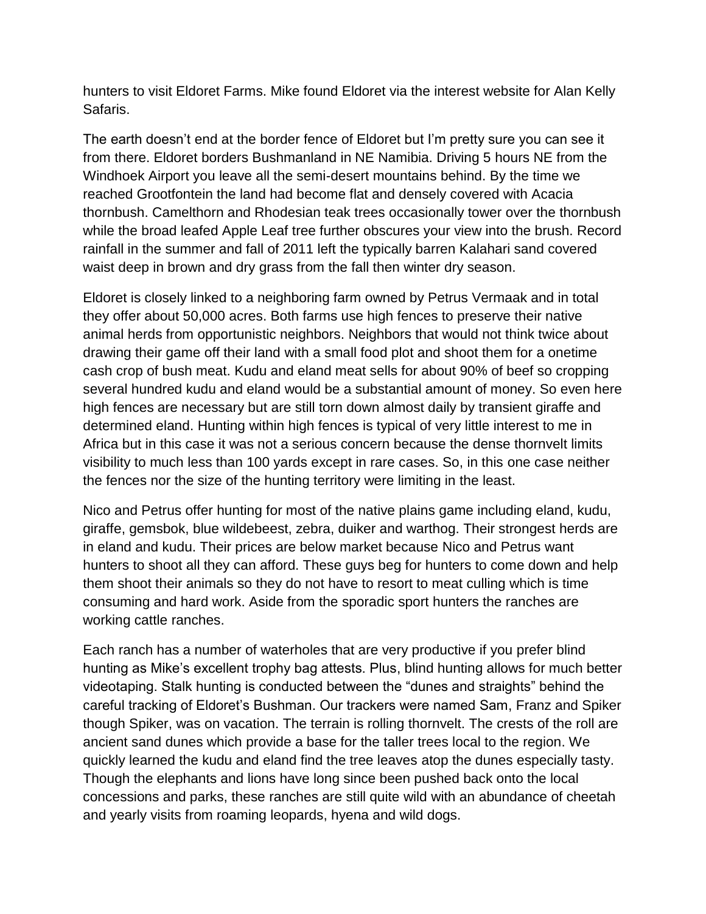hunters to visit Eldoret Farms. Mike found Eldoret via the interest website for Alan Kelly Safaris.

The earth doesn't end at the border fence of Eldoret but I'm pretty sure you can see it from there. Eldoret borders Bushmanland in NE Namibia. Driving 5 hours NE from the Windhoek Airport you leave all the semi-desert mountains behind. By the time we reached Grootfontein the land had become flat and densely covered with Acacia thornbush. Camelthorn and Rhodesian teak trees occasionally tower over the thornbush while the broad leafed Apple Leaf tree further obscures your view into the brush. Record rainfall in the summer and fall of 2011 left the typically barren Kalahari sand covered waist deep in brown and dry grass from the fall then winter dry season.

Eldoret is closely linked to a neighboring farm owned by Petrus Vermaak and in total they offer about 50,000 acres. Both farms use high fences to preserve their native animal herds from opportunistic neighbors. Neighbors that would not think twice about drawing their game off their land with a small food plot and shoot them for a onetime cash crop of bush meat. Kudu and eland meat sells for about 90% of beef so cropping several hundred kudu and eland would be a substantial amount of money. So even here high fences are necessary but are still torn down almost daily by transient giraffe and determined eland. Hunting within high fences is typical of very little interest to me in Africa but in this case it was not a serious concern because the dense thornvelt limits visibility to much less than 100 yards except in rare cases. So, in this one case neither the fences nor the size of the hunting territory were limiting in the least.

Nico and Petrus offer hunting for most of the native plains game including eland, kudu, giraffe, gemsbok, blue wildebeest, zebra, duiker and warthog. Their strongest herds are in eland and kudu. Their prices are below market because Nico and Petrus want hunters to shoot all they can afford. These guys beg for hunters to come down and help them shoot their animals so they do not have to resort to meat culling which is time consuming and hard work. Aside from the sporadic sport hunters the ranches are working cattle ranches.

Each ranch has a number of waterholes that are very productive if you prefer blind hunting as Mike's excellent trophy bag attests. Plus, blind hunting allows for much better videotaping. Stalk hunting is conducted between the "dunes and straights" behind the careful tracking of Eldoret's Bushman. Our trackers were named Sam, Franz and Spiker though Spiker, was on vacation. The terrain is rolling thornvelt. The crests of the roll are ancient sand dunes which provide a base for the taller trees local to the region. We quickly learned the kudu and eland find the tree leaves atop the dunes especially tasty. Though the elephants and lions have long since been pushed back onto the local concessions and parks, these ranches are still quite wild with an abundance of cheetah and yearly visits from roaming leopards, hyena and wild dogs.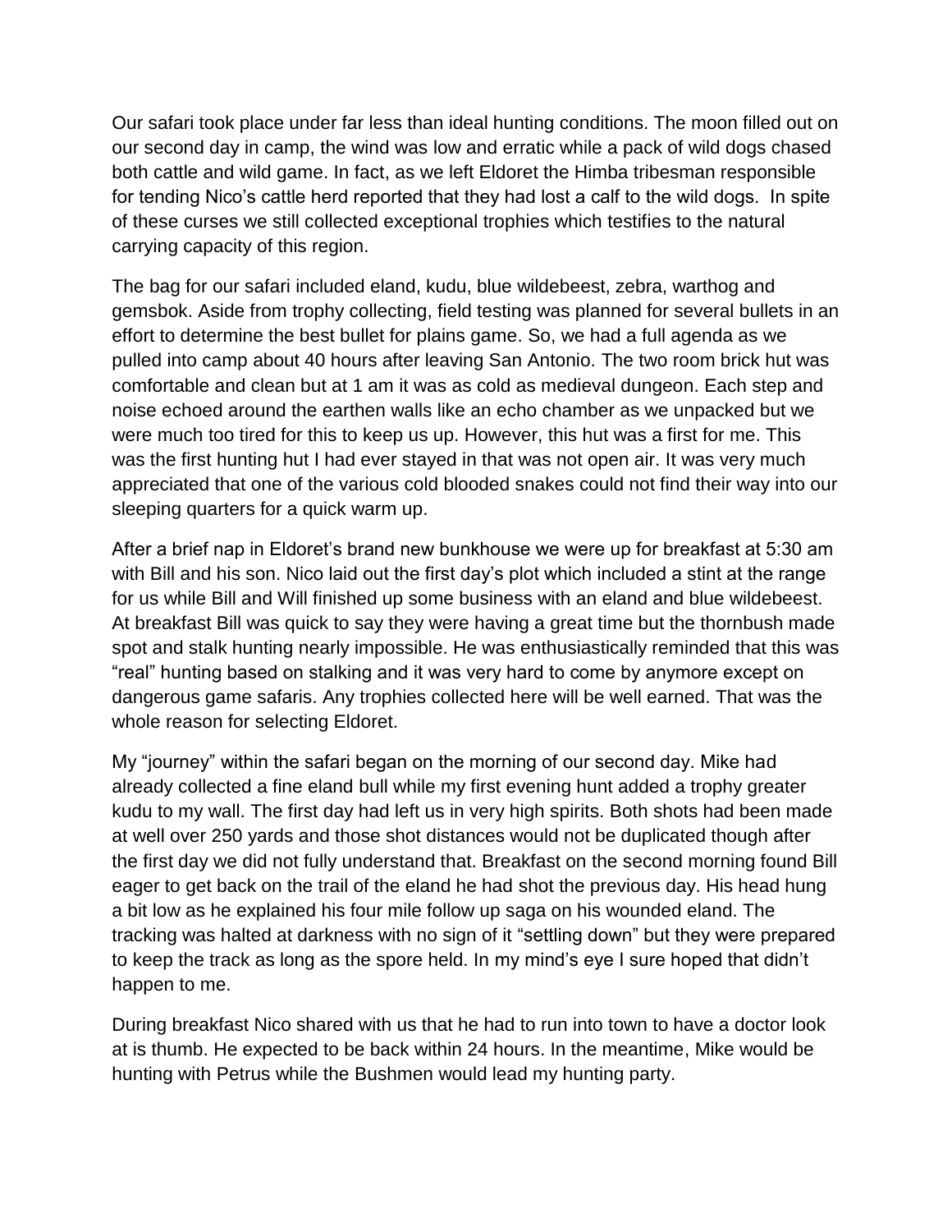Our safari took place under far less than ideal hunting conditions. The moon filled out on our second day in camp, the wind was low and erratic while a pack of wild dogs chased both cattle and wild game. In fact, as we left Eldoret the Himba tribesman responsible for tending Nico's cattle herd reported that they had lost a calf to the wild dogs. In spite of these curses we still collected exceptional trophies which testifies to the natural carrying capacity of this region.

The bag for our safari included eland, kudu, blue wildebeest, zebra, warthog and gemsbok. Aside from trophy collecting, field testing was planned for several bullets in an effort to determine the best bullet for plains game. So, we had a full agenda as we pulled into camp about 40 hours after leaving San Antonio. The two room brick hut was comfortable and clean but at 1 am it was as cold as medieval dungeon. Each step and noise echoed around the earthen walls like an echo chamber as we unpacked but we were much too tired for this to keep us up. However, this hut was a first for me. This was the first hunting hut I had ever stayed in that was not open air. It was very much appreciated that one of the various cold blooded snakes could not find their way into our sleeping quarters for a quick warm up.

After a brief nap in Eldoret's brand new bunkhouse we were up for breakfast at 5:30 am with Bill and his son. Nico laid out the first day's plot which included a stint at the range for us while Bill and Will finished up some business with an eland and blue wildebeest. At breakfast Bill was quick to say they were having a great time but the thornbush made spot and stalk hunting nearly impossible. He was enthusiastically reminded that this was "real" hunting based on stalking and it was very hard to come by anymore except on dangerous game safaris. Any trophies collected here will be well earned. That was the whole reason for selecting Eldoret.

My "journey" within the safari began on the morning of our second day. Mike had already collected a fine eland bull while my first evening hunt added a trophy greater kudu to my wall. The first day had left us in very high spirits. Both shots had been made at well over 250 yards and those shot distances would not be duplicated though after the first day we did not fully understand that. Breakfast on the second morning found Bill eager to get back on the trail of the eland he had shot the previous day. His head hung a bit low as he explained his four mile follow up saga on his wounded eland. The tracking was halted at darkness with no sign of it "settling down" but they were prepared to keep the track as long as the spore held. In my mind's eye I sure hoped that didn't happen to me.

During breakfast Nico shared with us that he had to run into town to have a doctor look at is thumb. He expected to be back within 24 hours. In the meantime, Mike would be hunting with Petrus while the Bushmen would lead my hunting party.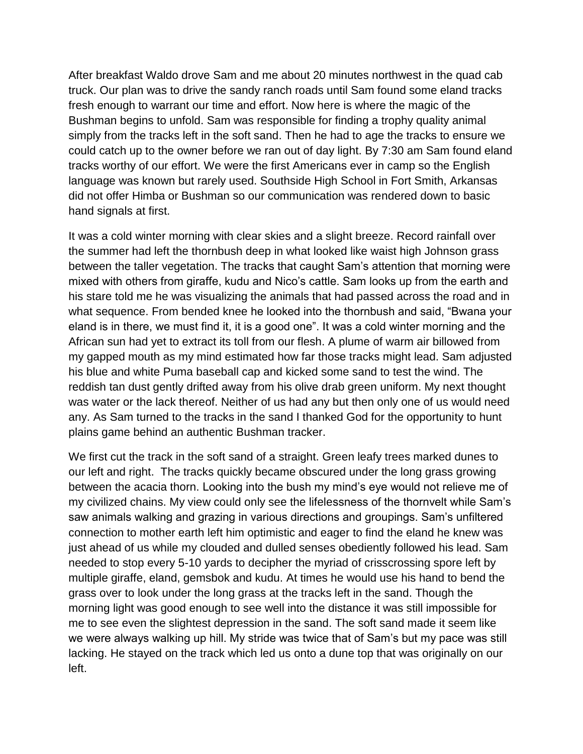After breakfast Waldo drove Sam and me about 20 minutes northwest in the quad cab truck. Our plan was to drive the sandy ranch roads until Sam found some eland tracks fresh enough to warrant our time and effort. Now here is where the magic of the Bushman begins to unfold. Sam was responsible for finding a trophy quality animal simply from the tracks left in the soft sand. Then he had to age the tracks to ensure we could catch up to the owner before we ran out of day light. By 7:30 am Sam found eland tracks worthy of our effort. We were the first Americans ever in camp so the English language was known but rarely used. Southside High School in Fort Smith, Arkansas did not offer Himba or Bushman so our communication was rendered down to basic hand signals at first.

It was a cold winter morning with clear skies and a slight breeze. Record rainfall over the summer had left the thornbush deep in what looked like waist high Johnson grass between the taller vegetation. The tracks that caught Sam's attention that morning were mixed with others from giraffe, kudu and Nico's cattle. Sam looks up from the earth and his stare told me he was visualizing the animals that had passed across the road and in what sequence. From bended knee he looked into the thornbush and said, "Bwana your eland is in there, we must find it, it is a good one". It was a cold winter morning and the African sun had yet to extract its toll from our flesh. A plume of warm air billowed from my gapped mouth as my mind estimated how far those tracks might lead. Sam adjusted his blue and white Puma baseball cap and kicked some sand to test the wind. The reddish tan dust gently drifted away from his olive drab green uniform. My next thought was water or the lack thereof. Neither of us had any but then only one of us would need any. As Sam turned to the tracks in the sand I thanked God for the opportunity to hunt plains game behind an authentic Bushman tracker.

We first cut the track in the soft sand of a straight. Green leafy trees marked dunes to our left and right. The tracks quickly became obscured under the long grass growing between the acacia thorn. Looking into the bush my mind's eye would not relieve me of my civilized chains. My view could only see the lifelessness of the thornvelt while Sam's saw animals walking and grazing in various directions and groupings. Sam's unfiltered connection to mother earth left him optimistic and eager to find the eland he knew was just ahead of us while my clouded and dulled senses obediently followed his lead. Sam needed to stop every 5-10 yards to decipher the myriad of crisscrossing spore left by multiple giraffe, eland, gemsbok and kudu. At times he would use his hand to bend the grass over to look under the long grass at the tracks left in the sand. Though the morning light was good enough to see well into the distance it was still impossible for me to see even the slightest depression in the sand. The soft sand made it seem like we were always walking up hill. My stride was twice that of Sam's but my pace was still lacking. He stayed on the track which led us onto a dune top that was originally on our left.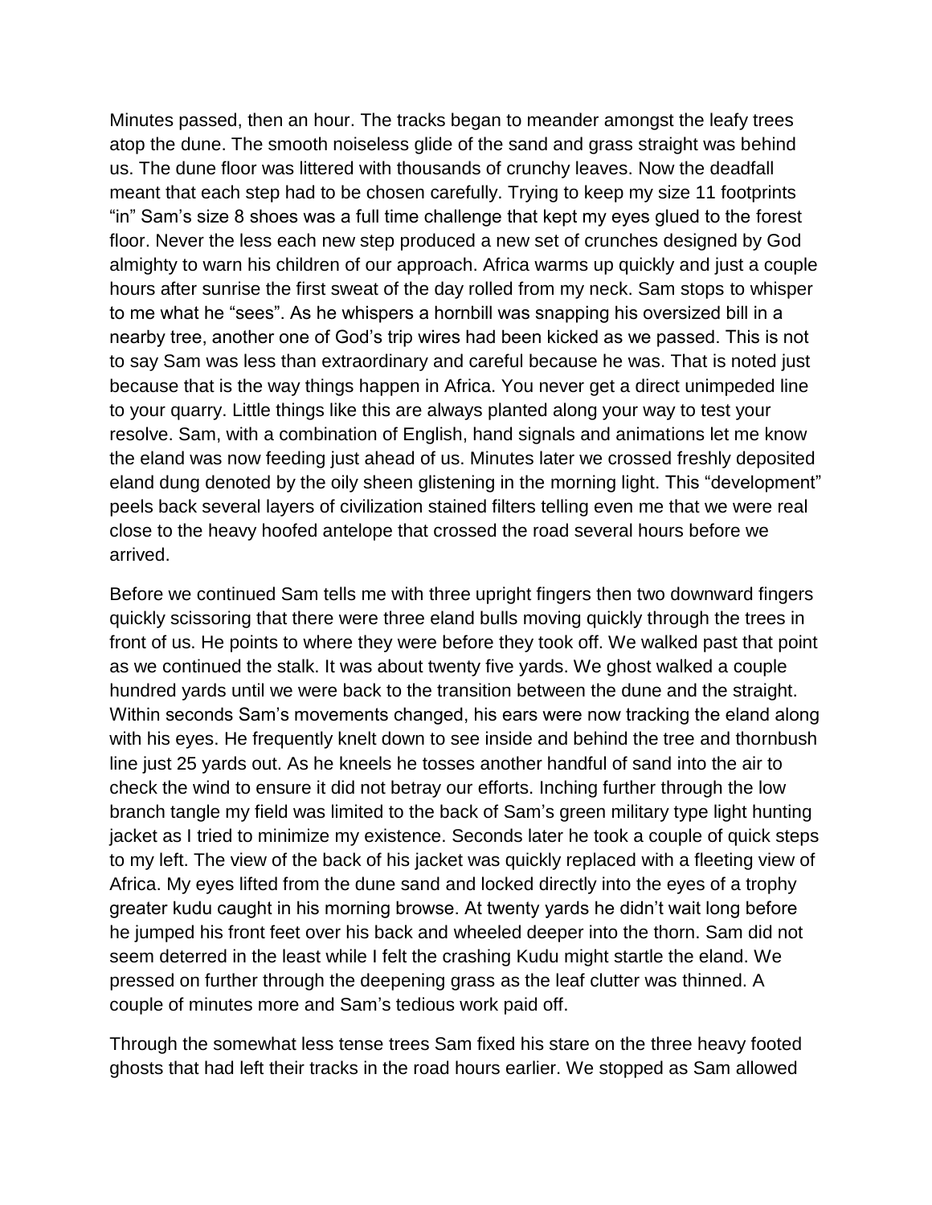Minutes passed, then an hour. The tracks began to meander amongst the leafy trees atop the dune. The smooth noiseless glide of the sand and grass straight was behind us. The dune floor was littered with thousands of crunchy leaves. Now the deadfall meant that each step had to be chosen carefully. Trying to keep my size 11 footprints "in" Sam's size 8 shoes was a full time challenge that kept my eyes glued to the forest floor. Never the less each new step produced a new set of crunches designed by God almighty to warn his children of our approach. Africa warms up quickly and just a couple hours after sunrise the first sweat of the day rolled from my neck. Sam stops to whisper to me what he "sees". As he whispers a hornbill was snapping his oversized bill in a nearby tree, another one of God's trip wires had been kicked as we passed. This is not to say Sam was less than extraordinary and careful because he was. That is noted just because that is the way things happen in Africa. You never get a direct unimpeded line to your quarry. Little things like this are always planted along your way to test your resolve. Sam, with a combination of English, hand signals and animations let me know the eland was now feeding just ahead of us. Minutes later we crossed freshly deposited eland dung denoted by the oily sheen glistening in the morning light. This "development" peels back several layers of civilization stained filters telling even me that we were real close to the heavy hoofed antelope that crossed the road several hours before we arrived.

Before we continued Sam tells me with three upright fingers then two downward fingers quickly scissoring that there were three eland bulls moving quickly through the trees in front of us. He points to where they were before they took off. We walked past that point as we continued the stalk. It was about twenty five yards. We ghost walked a couple hundred yards until we were back to the transition between the dune and the straight. Within seconds Sam's movements changed, his ears were now tracking the eland along with his eyes. He frequently knelt down to see inside and behind the tree and thornbush line just 25 yards out. As he kneels he tosses another handful of sand into the air to check the wind to ensure it did not betray our efforts. Inching further through the low branch tangle my field was limited to the back of Sam's green military type light hunting jacket as I tried to minimize my existence. Seconds later he took a couple of quick steps to my left. The view of the back of his jacket was quickly replaced with a fleeting view of Africa. My eyes lifted from the dune sand and locked directly into the eyes of a trophy greater kudu caught in his morning browse. At twenty yards he didn't wait long before he jumped his front feet over his back and wheeled deeper into the thorn. Sam did not seem deterred in the least while I felt the crashing Kudu might startle the eland. We pressed on further through the deepening grass as the leaf clutter was thinned. A couple of minutes more and Sam's tedious work paid off.

Through the somewhat less tense trees Sam fixed his stare on the three heavy footed ghosts that had left their tracks in the road hours earlier. We stopped as Sam allowed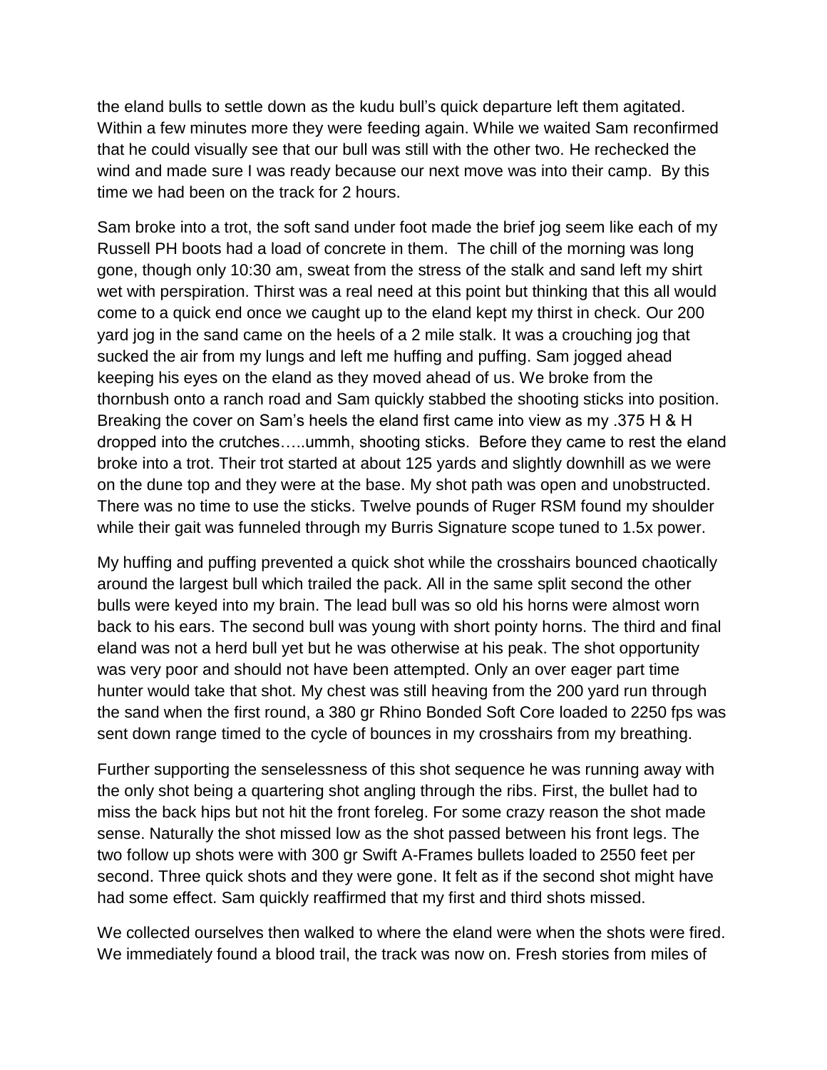the eland bulls to settle down as the kudu bull's quick departure left them agitated. Within a few minutes more they were feeding again. While we waited Sam reconfirmed that he could visually see that our bull was still with the other two. He rechecked the wind and made sure I was ready because our next move was into their camp. By this time we had been on the track for 2 hours.

Sam broke into a trot, the soft sand under foot made the brief jog seem like each of my Russell PH boots had a load of concrete in them. The chill of the morning was long gone, though only 10:30 am, sweat from the stress of the stalk and sand left my shirt wet with perspiration. Thirst was a real need at this point but thinking that this all would come to a quick end once we caught up to the eland kept my thirst in check. Our 200 yard jog in the sand came on the heels of a 2 mile stalk. It was a crouching jog that sucked the air from my lungs and left me huffing and puffing. Sam jogged ahead keeping his eyes on the eland as they moved ahead of us. We broke from the thornbush onto a ranch road and Sam quickly stabbed the shooting sticks into position. Breaking the cover on Sam's heels the eland first came into view as my .375 H & H dropped into the crutches…..ummh, shooting sticks. Before they came to rest the eland broke into a trot. Their trot started at about 125 yards and slightly downhill as we were on the dune top and they were at the base. My shot path was open and unobstructed. There was no time to use the sticks. Twelve pounds of Ruger RSM found my shoulder while their gait was funneled through my Burris Signature scope tuned to 1.5x power.

My huffing and puffing prevented a quick shot while the crosshairs bounced chaotically around the largest bull which trailed the pack. All in the same split second the other bulls were keyed into my brain. The lead bull was so old his horns were almost worn back to his ears. The second bull was young with short pointy horns. The third and final eland was not a herd bull yet but he was otherwise at his peak. The shot opportunity was very poor and should not have been attempted. Only an over eager part time hunter would take that shot. My chest was still heaving from the 200 yard run through the sand when the first round, a 380 gr Rhino Bonded Soft Core loaded to 2250 fps was sent down range timed to the cycle of bounces in my crosshairs from my breathing.

Further supporting the senselessness of this shot sequence he was running away with the only shot being a quartering shot angling through the ribs. First, the bullet had to miss the back hips but not hit the front foreleg. For some crazy reason the shot made sense. Naturally the shot missed low as the shot passed between his front legs. The two follow up shots were with 300 gr Swift A-Frames bullets loaded to 2550 feet per second. Three quick shots and they were gone. It felt as if the second shot might have had some effect. Sam quickly reaffirmed that my first and third shots missed.

We collected ourselves then walked to where the eland were when the shots were fired. We immediately found a blood trail, the track was now on. Fresh stories from miles of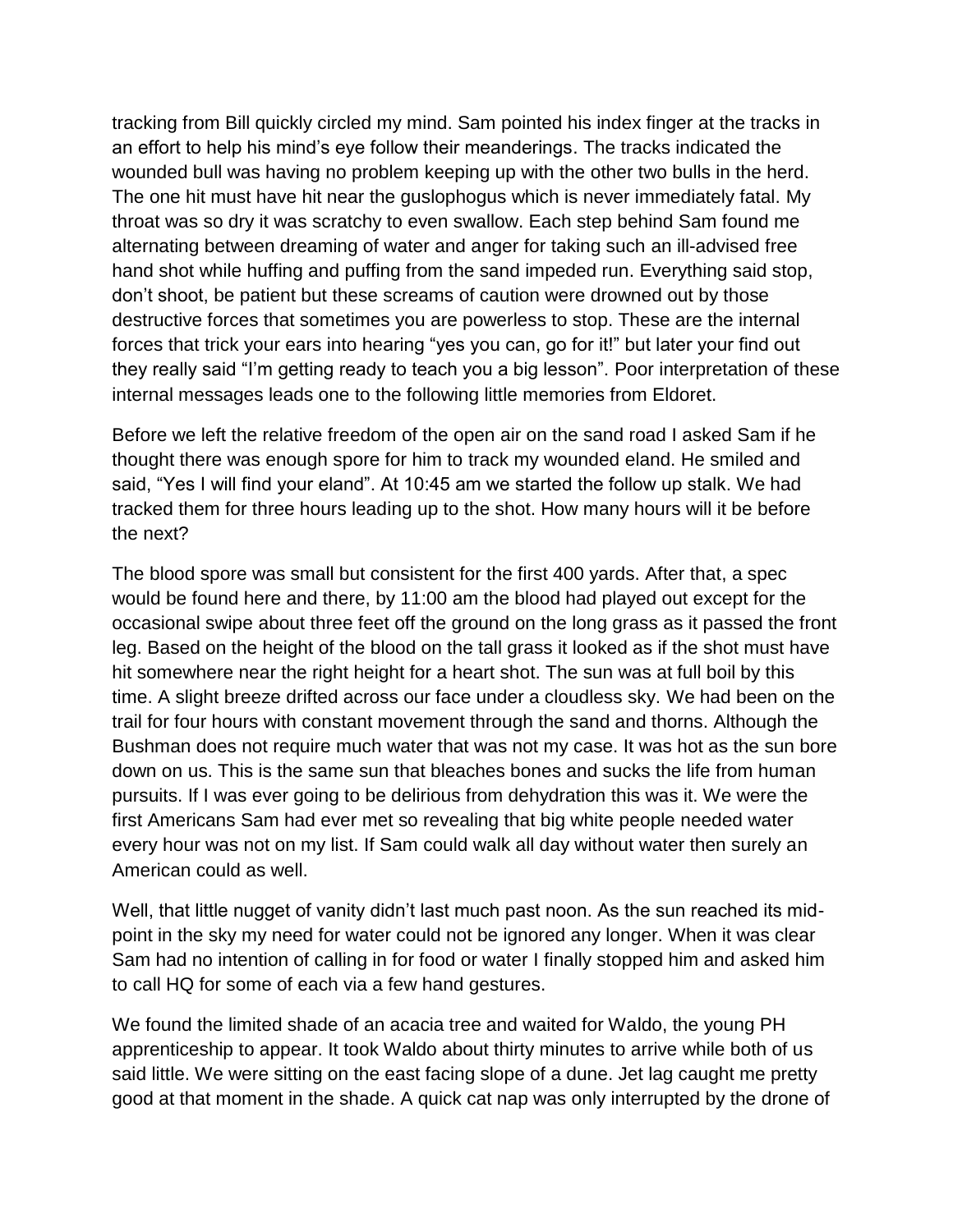tracking from Bill quickly circled my mind. Sam pointed his index finger at the tracks in an effort to help his mind's eye follow their meanderings. The tracks indicated the wounded bull was having no problem keeping up with the other two bulls in the herd. The one hit must have hit near the guslophogus which is never immediately fatal. My throat was so dry it was scratchy to even swallow. Each step behind Sam found me alternating between dreaming of water and anger for taking such an ill-advised free hand shot while huffing and puffing from the sand impeded run. Everything said stop, don't shoot, be patient but these screams of caution were drowned out by those destructive forces that sometimes you are powerless to stop. These are the internal forces that trick your ears into hearing "yes you can, go for it!" but later your find out they really said "I'm getting ready to teach you a big lesson". Poor interpretation of these internal messages leads one to the following little memories from Eldoret.

Before we left the relative freedom of the open air on the sand road I asked Sam if he thought there was enough spore for him to track my wounded eland. He smiled and said, "Yes I will find your eland". At 10:45 am we started the follow up stalk. We had tracked them for three hours leading up to the shot. How many hours will it be before the next?

The blood spore was small but consistent for the first 400 yards. After that, a spec would be found here and there, by 11:00 am the blood had played out except for the occasional swipe about three feet off the ground on the long grass as it passed the front leg. Based on the height of the blood on the tall grass it looked as if the shot must have hit somewhere near the right height for a heart shot. The sun was at full boil by this time. A slight breeze drifted across our face under a cloudless sky. We had been on the trail for four hours with constant movement through the sand and thorns. Although the Bushman does not require much water that was not my case. It was hot as the sun bore down on us. This is the same sun that bleaches bones and sucks the life from human pursuits. If I was ever going to be delirious from dehydration this was it. We were the first Americans Sam had ever met so revealing that big white people needed water every hour was not on my list. If Sam could walk all day without water then surely an American could as well.

Well, that little nugget of vanity didn't last much past noon. As the sun reached its mid-point in the sky my need for water could not be ignored any longer. When it was clear Sam had no intention of calling in for food or water I finally stopped him and asked him to call HQ for some of each via a few hand gestures.

We found the limited shade of an acacia tree and waited for Waldo, the young PH apprenticeship to appear. It took Waldo about thirty minutes to arrive while both of us said little. We were sitting on the east facing slope of a dune. Jet lag caught me pretty good at that moment in the shade. A quick cat nap was only interrupted by the drone of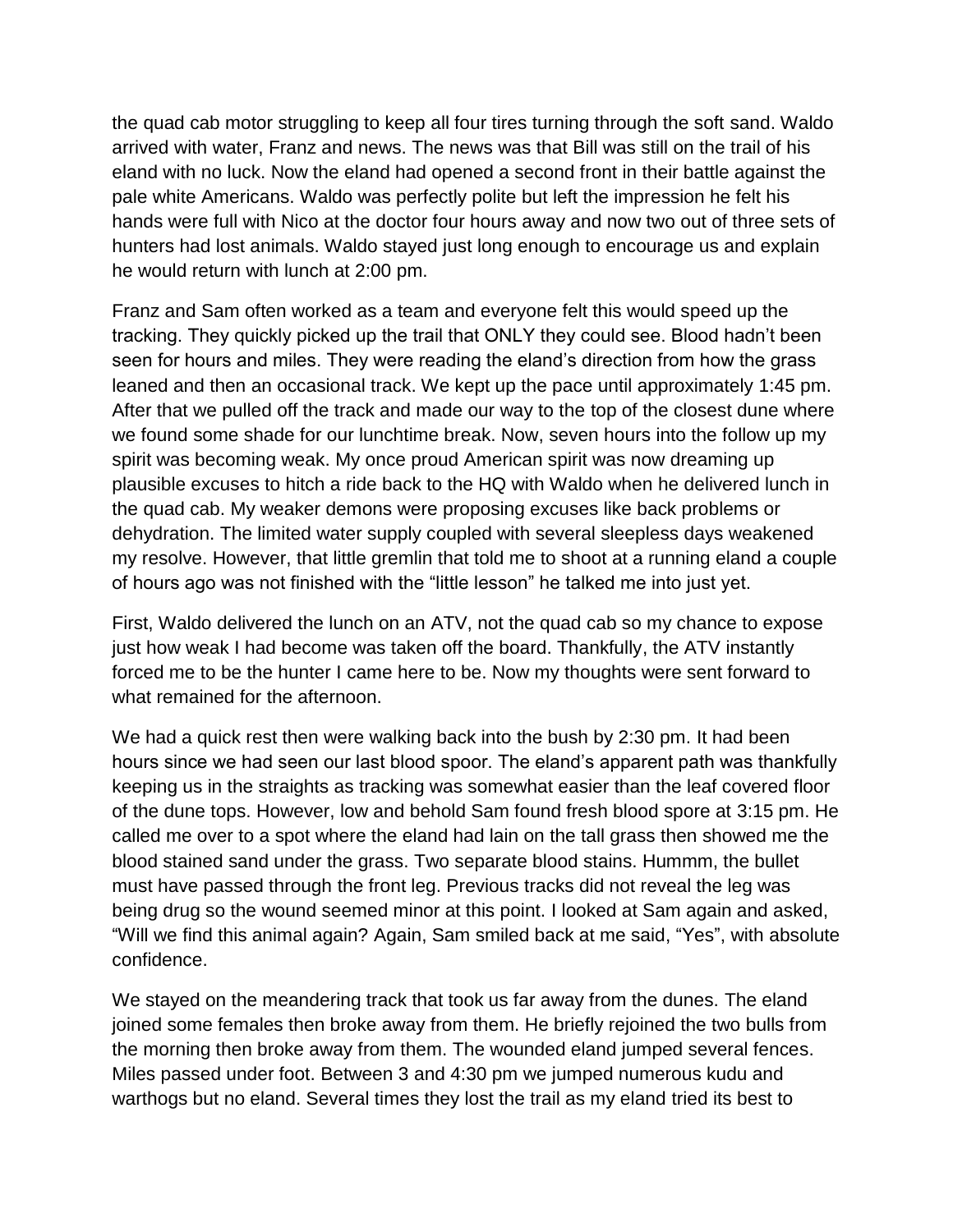the quad cab motor struggling to keep all four tires turning through the soft sand. Waldo arrived with water, Franz and news. The news was that Bill was still on the trail of his eland with no luck. Now the eland had opened a second front in their battle against the pale white Americans. Waldo was perfectly polite but left the impression he felt his hands were full with Nico at the doctor four hours away and now two out of three sets of hunters had lost animals. Waldo stayed just long enough to encourage us and explain he would return with lunch at 2:00 pm.

Franz and Sam often worked as a team and everyone felt this would speed up the tracking. They quickly picked up the trail that ONLY they could see. Blood hadn't been seen for hours and miles. They were reading the eland's direction from how the grass leaned and then an occasional track. We kept up the pace until approximately 1:45 pm. After that we pulled off the track and made our way to the top of the closest dune where we found some shade for our lunchtime break. Now, seven hours into the follow up my spirit was becoming weak. My once proud American spirit was now dreaming up plausible excuses to hitch a ride back to the HQ with Waldo when he delivered lunch in the quad cab. My weaker demons were proposing excuses like back problems or dehydration. The limited water supply coupled with several sleepless days weakened my resolve. However, that little gremlin that told me to shoot at a running eland a couple of hours ago was not finished with the "little lesson" he talked me into just yet.

First, Waldo delivered the lunch on an ATV, not the quad cab so my chance to expose just how weak I had become was taken off the board. Thankfully, the ATV instantly forced me to be the hunter I came here to be. Now my thoughts were sent forward to what remained for the afternoon.

We had a quick rest then were walking back into the bush by 2:30 pm. It had been hours since we had seen our last blood spoor. The eland's apparent path was thankfully keeping us in the straights as tracking was somewhat easier than the leaf covered floor of the dune tops. However, low and behold Sam found fresh blood spore at 3:15 pm. He called me over to a spot where the eland had lain on the tall grass then showed me the blood stained sand under the grass. Two separate blood stains. Hummm, the bullet must have passed through the front leg. Previous tracks did not reveal the leg was being drug so the wound seemed minor at this point. I looked at Sam again and asked, "Will we find this animal again? Again, Sam smiled back at me said, "Yes", with absolute confidence.

We stayed on the meandering track that took us far away from the dunes. The eland joined some females then broke away from them. He briefly rejoined the two bulls from the morning then broke away from them. The wounded eland jumped several fences. Miles passed under foot. Between 3 and 4:30 pm we jumped numerous kudu and warthogs but no eland. Several times they lost the trail as my eland tried its best to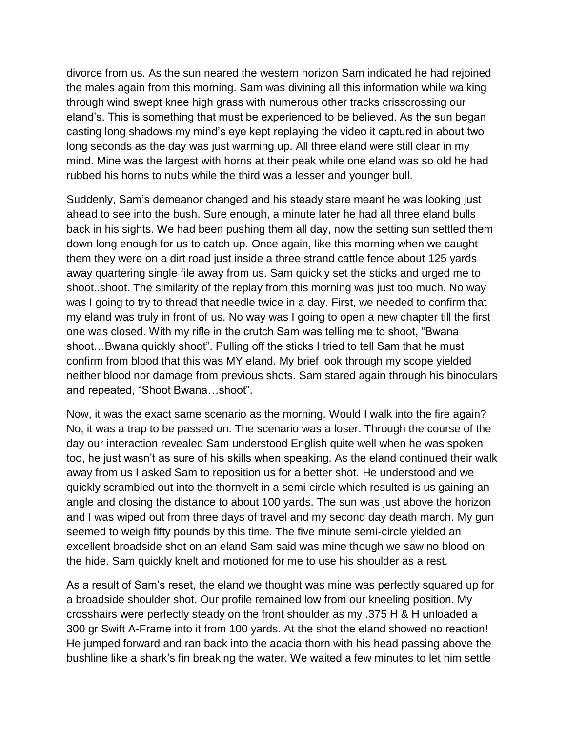divorce from us. As the sun neared the western horizon Sam indicated he had rejoined the males again from this morning. Sam was divining all this information while walking through wind swept knee high grass with numerous other tracks crisscrossing our eland's. This is something that must be experienced to be believed. As the sun began casting long shadows my mind's eye kept replaying the video it captured in about two long seconds as the day was just warming up. All three eland were still clear in my mind. Mine was the largest with horns at their peak while one eland was so old he had rubbed his horns to nubs while the third was a lesser and younger bull.

Suddenly, Sam's demeanor changed and his steady stare meant he was looking just ahead to see into the bush. Sure enough, a minute later he had all three eland bulls back in his sights. We had been pushing them all day, now the setting sun settled them down long enough for us to catch up. Once again, like this morning when we caught them they were on a dirt road just inside a three strand cattle fence about 125 yards away quartering single file away from us. Sam quickly set the sticks and urged me to shoot..shoot. The similarity of the replay from this morning was just too much. No way was I going to try to thread that needle twice in a day. First, we needed to confirm that my eland was truly in front of us. No way was I going to open a new chapter till the first one was closed. With my rifle in the crutch Sam was telling me to shoot, "Bwana shoot…Bwana quickly shoot". Pulling off the sticks I tried to tell Sam that he must confirm from blood that this was MY eland. My brief look through my scope yielded neither blood nor damage from previous shots. Sam stared again through his binoculars and repeated, "Shoot Bwana…shoot".

Now, it was the exact same scenario as the morning. Would I walk into the fire again? No, it was a trap to be passed on. The scenario was a loser. Through the course of the day our interaction revealed Sam understood English quite well when he was spoken too, he just wasn't as sure of his skills when speaking. As the eland continued their walk away from us I asked Sam to reposition us for a better shot. He understood and we quickly scrambled out into the thornvelt in a semi-circle which resulted is us gaining an angle and closing the distance to about 100 yards. The sun was just above the horizon and I was wiped out from three days of travel and my second day death march. My gun seemed to weigh fifty pounds by this time. The five minute semi-circle yielded an excellent broadside shot on an eland Sam said was mine though we saw no blood on the hide. Sam quickly knelt and motioned for me to use his shoulder as a rest.

As a result of Sam's reset, the eland we thought was mine was perfectly squared up for a broadside shoulder shot. Our profile remained low from our kneeling position. My crosshairs were perfectly steady on the front shoulder as my .375 H & H unloaded a 300 gr Swift A-Frame into it from 100 yards. At the shot the eland showed no reaction! He jumped forward and ran back into the acacia thorn with his head passing above the bushline like a shark's fin breaking the water. We waited a few minutes to let him settle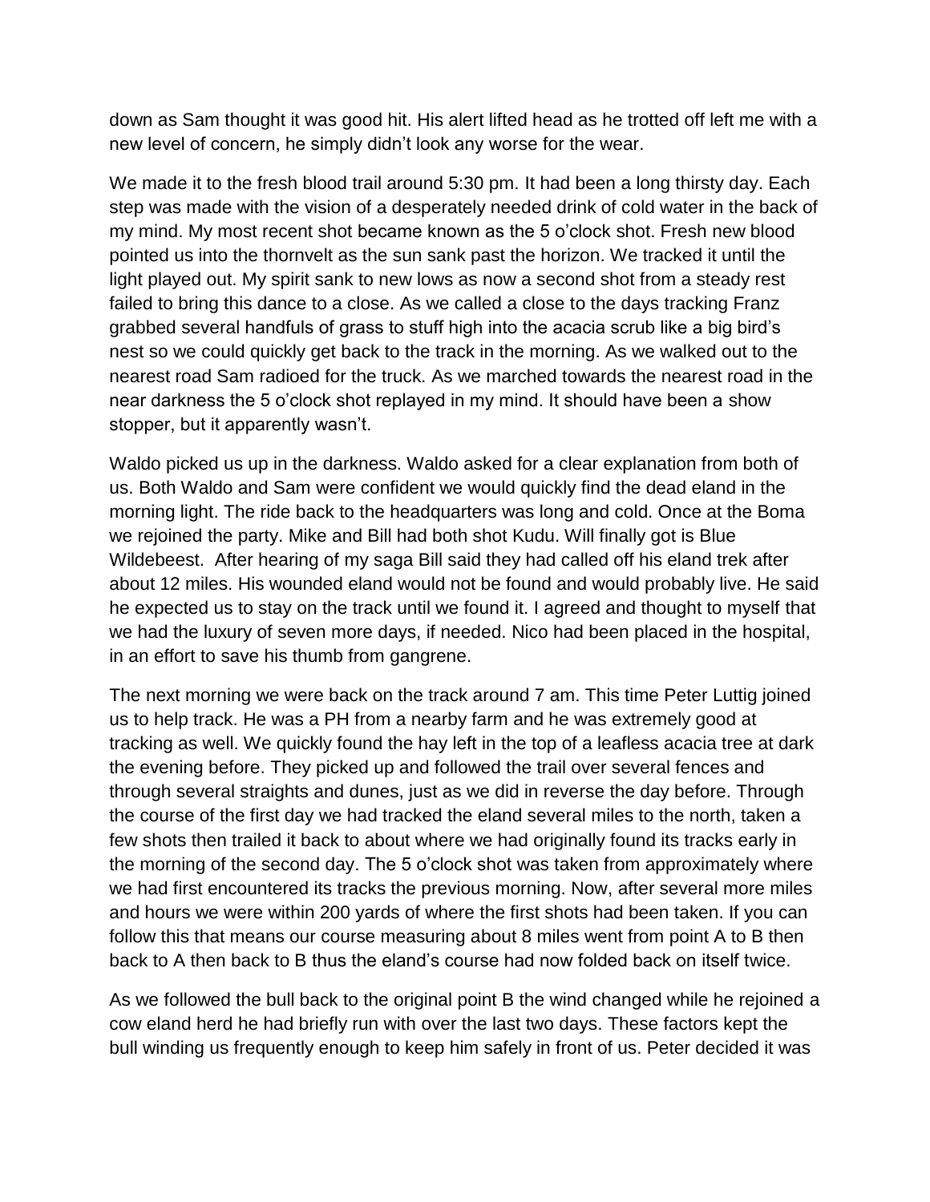down as Sam thought it was good hit. His alert lifted head as he trotted off left me with a new level of concern, he simply didn't look any worse for the wear.

We made it to the fresh blood trail around 5:30 pm. It had been a long thirsty day. Each step was made with the vision of a desperately needed drink of cold water in the back of my mind. My most recent shot became known as the 5 o'clock shot. Fresh new blood pointed us into the thornvelt as the sun sank past the horizon. We tracked it until the light played out. My spirit sank to new lows as now a second shot from a steady rest failed to bring this dance to a close. As we called a close to the days tracking Franz grabbed several handfuls of grass to stuff high into the acacia scrub like a big bird's nest so we could quickly get back to the track in the morning. As we walked out to the nearest road Sam radioed for the truck. As we marched towards the nearest road in the near darkness the 5 o'clock shot replayed in my mind. It should have been a show stopper, but it apparently wasn't.

Waldo picked us up in the darkness. Waldo asked for a clear explanation from both of us. Both Waldo and Sam were confident we would quickly find the dead eland in the morning light. The ride back to the headquarters was long and cold. Once at the Boma we rejoined the party. Mike and Bill had both shot Kudu. Will finally got is Blue Wildebeest. After hearing of my saga Bill said they had called off his eland trek after about 12 miles. His wounded eland would not be found and would probably live. He said he expected us to stay on the track until we found it. I agreed and thought to myself that we had the luxury of seven more days, if needed. Nico had been placed in the hospital, in an effort to save his thumb from gangrene.

The next morning we were back on the track around 7 am. This time Peter Luttig joined us to help track. He was a PH from a nearby farm and he was extremely good at tracking as well. We quickly found the hay left in the top of a leafless acacia tree at dark the evening before. They picked up and followed the trail over several fences and through several straights and dunes, just as we did in reverse the day before. Through the course of the first day we had tracked the eland several miles to the north, taken a few shots then trailed it back to about where we had originally found its tracks early in the morning of the second day. The 5 o'clock shot was taken from approximately where we had first encountered its tracks the previous morning. Now, after several more miles and hours we were within 200 yards of where the first shots had been taken. If you can follow this that means our course measuring about 8 miles went from point A to B then back to A then back to B thus the eland's course had now folded back on itself twice.

As we followed the bull back to the original point B the wind changed while he rejoined a cow eland herd he had briefly run with over the last two days. These factors kept the bull winding us frequently enough to keep him safely in front of us. Peter decided it was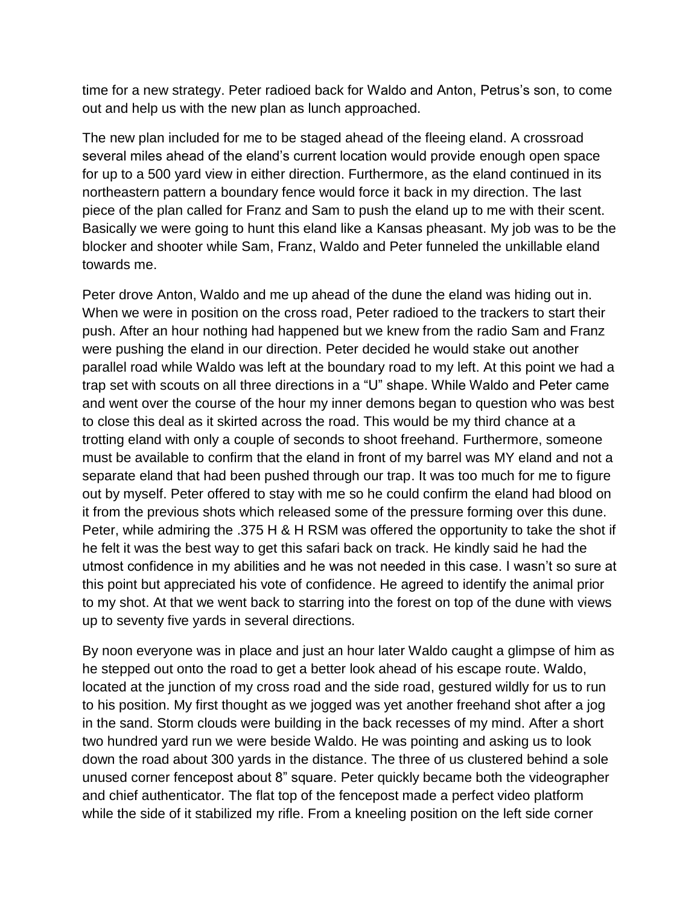time for a new strategy. Peter radioed back for Waldo and Anton, Petrus's son, to come out and help us with the new plan as lunch approached.

The new plan included for me to be staged ahead of the fleeing eland. A crossroad several miles ahead of the eland's current location would provide enough open space for up to a 500 yard view in either direction. Furthermore, as the eland continued in its northeastern pattern a boundary fence would force it back in my direction. The last piece of the plan called for Franz and Sam to push the eland up to me with their scent. Basically we were going to hunt this eland like a Kansas pheasant. My job was to be the blocker and shooter while Sam, Franz, Waldo and Peter funneled the unkillable eland towards me.

Peter drove Anton, Waldo and me up ahead of the dune the eland was hiding out in. When we were in position on the cross road, Peter radioed to the trackers to start their push. After an hour nothing had happened but we knew from the radio Sam and Franz were pushing the eland in our direction. Peter decided he would stake out another parallel road while Waldo was left at the boundary road to my left. At this point we had a trap set with scouts on all three directions in a "U" shape. While Waldo and Peter came and went over the course of the hour my inner demons began to question who was best to close this deal as it skirted across the road. This would be my third chance at a trotting eland with only a couple of seconds to shoot freehand. Furthermore, someone must be available to confirm that the eland in front of my barrel was MY eland and not a separate eland that had been pushed through our trap. It was too much for me to figure out by myself. Peter offered to stay with me so he could confirm the eland had blood on it from the previous shots which released some of the pressure forming over this dune. Peter, while admiring the .375 H & H RSM was offered the opportunity to take the shot if he felt it was the best way to get this safari back on track. He kindly said he had the utmost confidence in my abilities and he was not needed in this case. I wasn't so sure at this point but appreciated his vote of confidence. He agreed to identify the animal prior to my shot. At that we went back to starring into the forest on top of the dune with views up to seventy five yards in several directions.

By noon everyone was in place and just an hour later Waldo caught a glimpse of him as he stepped out onto the road to get a better look ahead of his escape route. Waldo, located at the junction of my cross road and the side road, gestured wildly for us to run to his position. My first thought as we jogged was yet another freehand shot after a jog in the sand. Storm clouds were building in the back recesses of my mind. After a short two hundred yard run we were beside Waldo. He was pointing and asking us to look down the road about 300 yards in the distance. The three of us clustered behind a sole unused corner fencepost about 8" square. Peter quickly became both the videographer and chief authenticator. The flat top of the fencepost made a perfect video platform while the side of it stabilized my rifle. From a kneeling position on the left side corner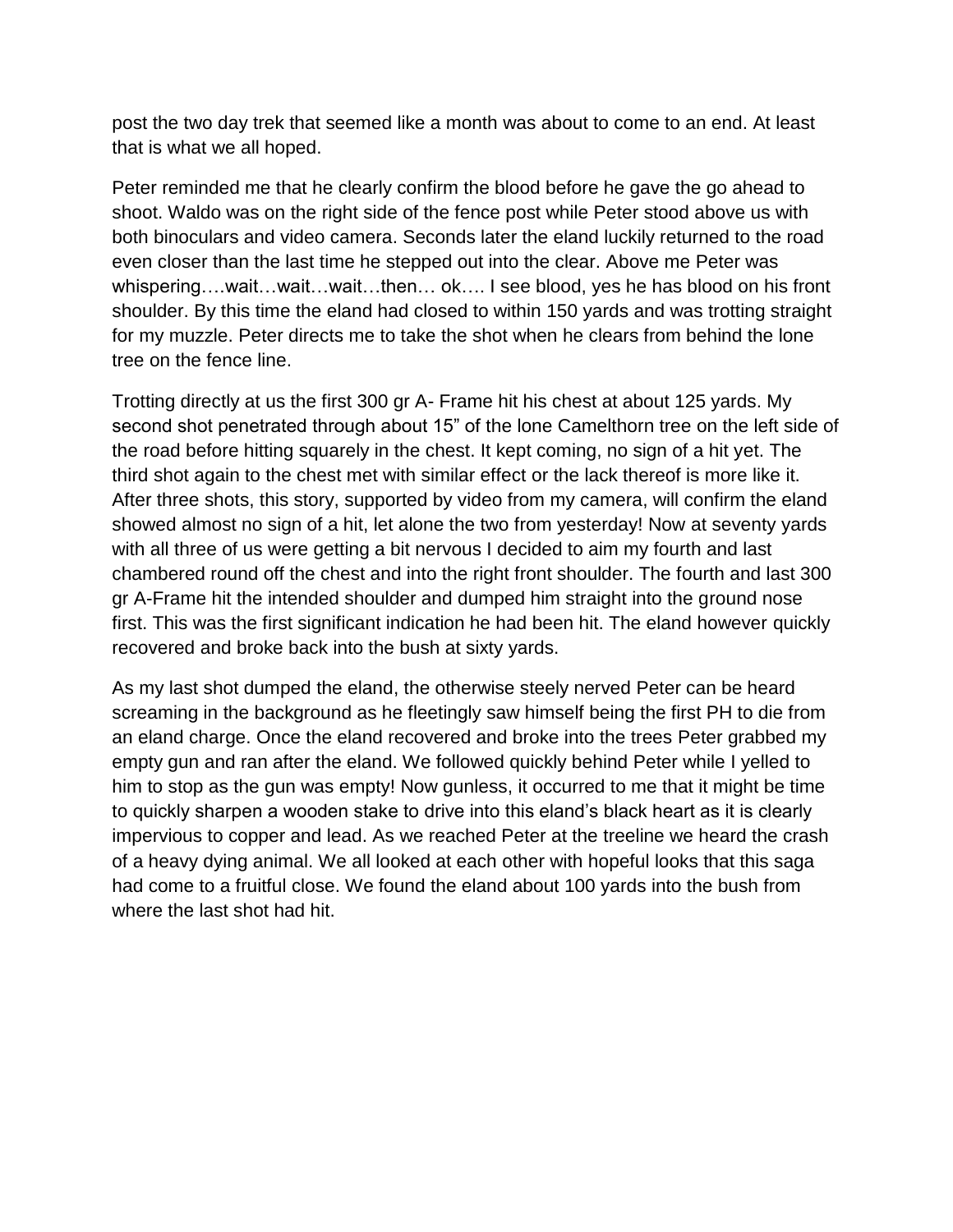post the two day trek that seemed like a month was about to come to an end. At least that is what we all hoped.

Peter reminded me that he clearly confirm the blood before he gave the go ahead to shoot. Waldo was on the right side of the fence post while Peter stood above us with both binoculars and video camera. Seconds later the eland luckily returned to the road even closer than the last time he stepped out into the clear. Above me Peter was whispering….wait…wait…wait…then… ok…. I see blood, yes he has blood on his front shoulder. By this time the eland had closed to within 150 yards and was trotting straight for my muzzle. Peter directs me to take the shot when he clears from behind the lone tree on the fence line.

Trotting directly at us the first 300 gr A- Frame hit his chest at about 125 yards. My second shot penetrated through about 15" of the lone Camelthorn tree on the left side of the road before hitting squarely in the chest. It kept coming, no sign of a hit yet. The third shot again to the chest met with similar effect or the lack thereof is more like it. After three shots, this story, supported by video from my camera, will confirm the eland showed almost no sign of a hit, let alone the two from yesterday! Now at seventy yards with all three of us were getting a bit nervous I decided to aim my fourth and last chambered round off the chest and into the right front shoulder. The fourth and last 300 gr A-Frame hit the intended shoulder and dumped him straight into the ground nose first. This was the first significant indication he had been hit. The eland however quickly recovered and broke back into the bush at sixty yards.

As my last shot dumped the eland, the otherwise steely nerved Peter can be heard screaming in the background as he fleetingly saw himself being the first PH to die from an eland charge. Once the eland recovered and broke into the trees Peter grabbed my empty gun and ran after the eland. We followed quickly behind Peter while I yelled to him to stop as the gun was empty! Now gunless, it occurred to me that it might be time to quickly sharpen a wooden stake to drive into this eland's black heart as it is clearly impervious to copper and lead. As we reached Peter at the treeline we heard the crash of a heavy dying animal. We all looked at each other with hopeful looks that this saga had come to a fruitful close. We found the eland about 100 yards into the bush from where the last shot had hit.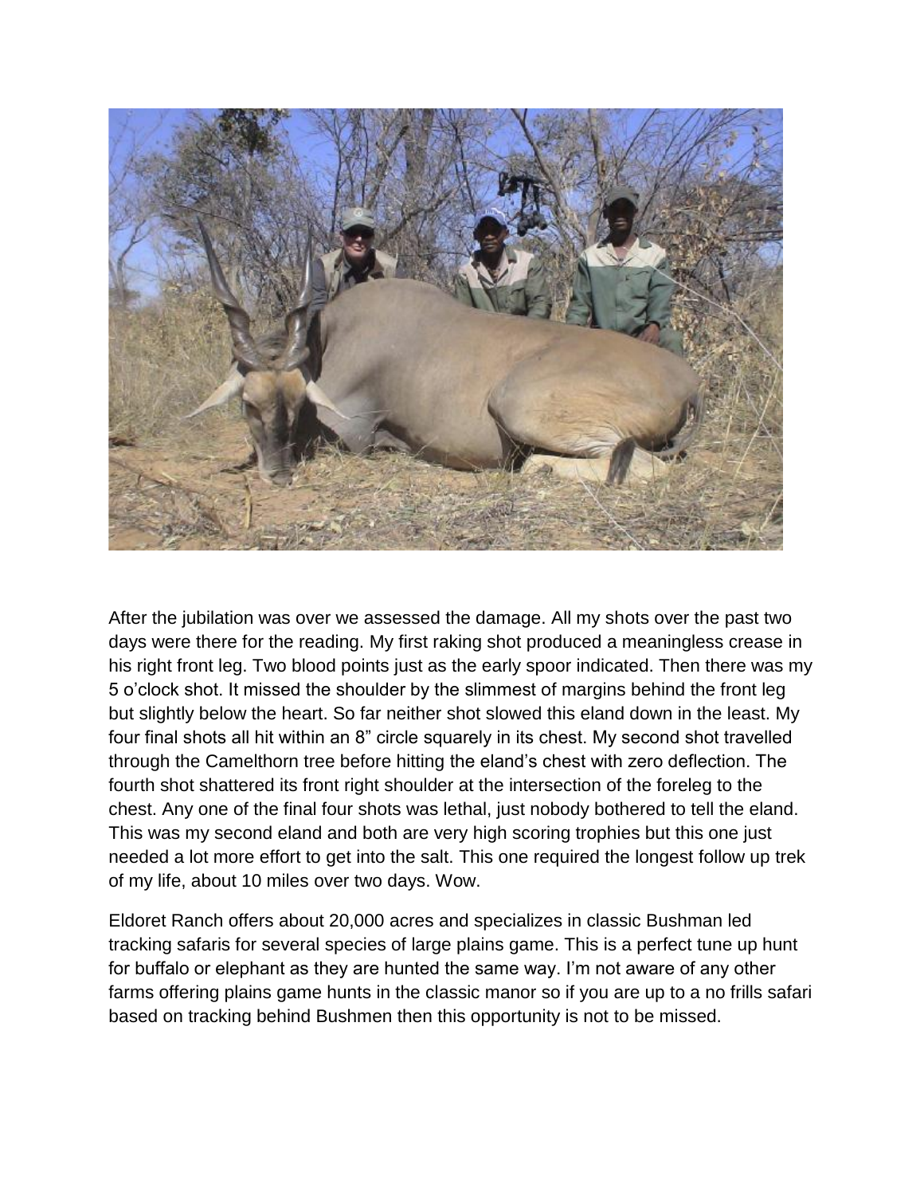After the jubilation was over we assessed the damage. All my shots over the past two days were there for the reading. My first raking shot produced a meaningless crease in his right front leg. Two blood points just as the early spoor indicated. Then there was my 5 o'clock shot. It missed the shoulder by the slimmest of margins behind the front leg but slightly below the heart. So far neither shot slowed this eland down in the least. My four final shots all hit within an 8" circle squarely in its chest. My second shot travelled through the Camelthorn tree before hitting the eland's chest with zero deflection. The fourth shot shattered its front right shoulder at the intersection of the foreleg to the chest. Any one of the final four shots was lethal, just nobody bothered to tell the eland. This was my second eland and both are very high scoring trophies but this one just needed a lot more effort to get into the salt. This one required the longest follow up trek of my life, about 10 miles over two days. Wow.

Eldoret Ranch offers about 20,000 acres and specializes in classic Bushman led tracking safaris for several species of large plains game. This is a perfect tune up hunt for buffalo or elephant as they are hunted the same way. I'm not aware of any other farms offering plains game hunts in the classic manor so if you are up to a no frills safari based on tracking behind Bushmen then this opportunity is not to be missed.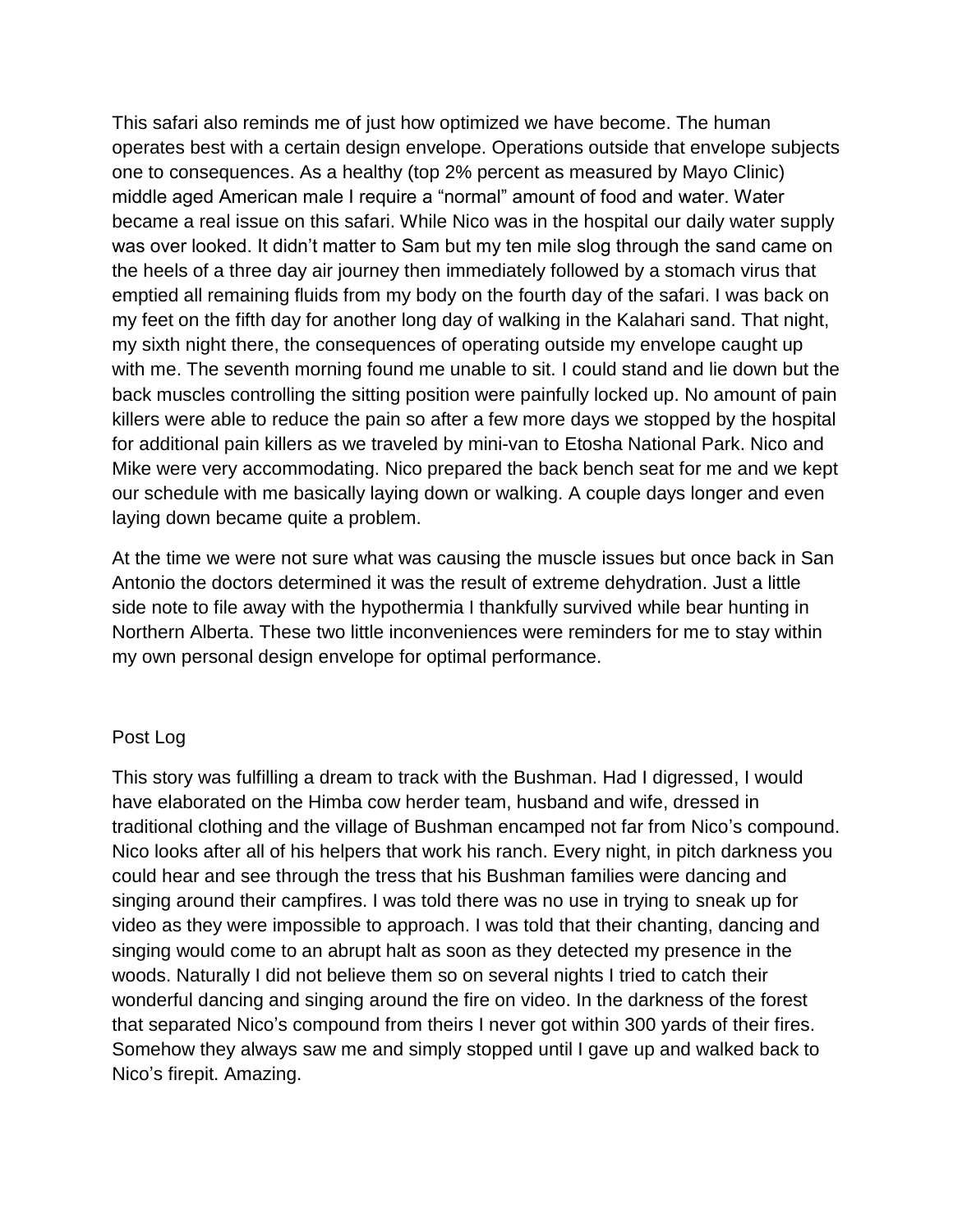This safari also reminds me of just how optimized we have become. The human operates best with a certain design envelope. Operations outside that envelope subjects one to consequences. As a healthy (top 2% percent as measured by Mayo Clinic) middle aged American male I require a "normal" amount of food and water. Water became a real issue on this safari. While Nico was in the hospital our daily water supply was over looked. It didn't matter to Sam but my ten mile slog through the sand came on the heels of a three day air journey then immediately followed by a stomach virus that emptied all remaining fluids from my body on the fourth day of the safari. I was back on my feet on the fifth day for another long day of walking in the Kalahari sand. That night, my sixth night there, the consequences of operating outside my envelope caught up with me. The seventh morning found me unable to sit. I could stand and lie down but the back muscles controlling the sitting position were painfully locked up. No amount of pain killers were able to reduce the pain so after a few more days we stopped by the hospital for additional pain killers as we traveled by mini-van to Etosha National Park. Nico and Mike were very accommodating. Nico prepared the back bench seat for me and we kept our schedule with me basically laying down or walking. A couple days longer and even laying down became quite a problem.

At the time we were not sure what was causing the muscle issues but once back in San Antonio the doctors determined it was the result of extreme dehydration. Just a little side note to file away with the hypothermia I thankfully survived while bear hunting in Northern Alberta. These two little inconveniences were reminders for me to stay within my own personal design envelope for optimal performance.

## Post Log

This story was fulfilling a dream to track with the Bushman. Had I digressed, I would have elaborated on the Himba cow herder team, husband and wife, dressed in traditional clothing and the village of Bushman encamped not far from Nico's compound. Nico looks after all of his helpers that work his ranch. Every night, in pitch darkness you could hear and see through the tress that his Bushman families were dancing and singing around their campfires. I was told there was no use in trying to sneak up for video as they were impossible to approach. I was told that their chanting, dancing and singing would come to an abrupt halt as soon as they detected my presence in the woods. Naturally I did not believe them so on several nights I tried to catch their wonderful dancing and singing around the fire on video. In the darkness of the forest that separated Nico's compound from theirs I never got within 300 yards of their fires. Somehow they always saw me and simply stopped until I gave up and walked back to Nico's firepit. Amazing.